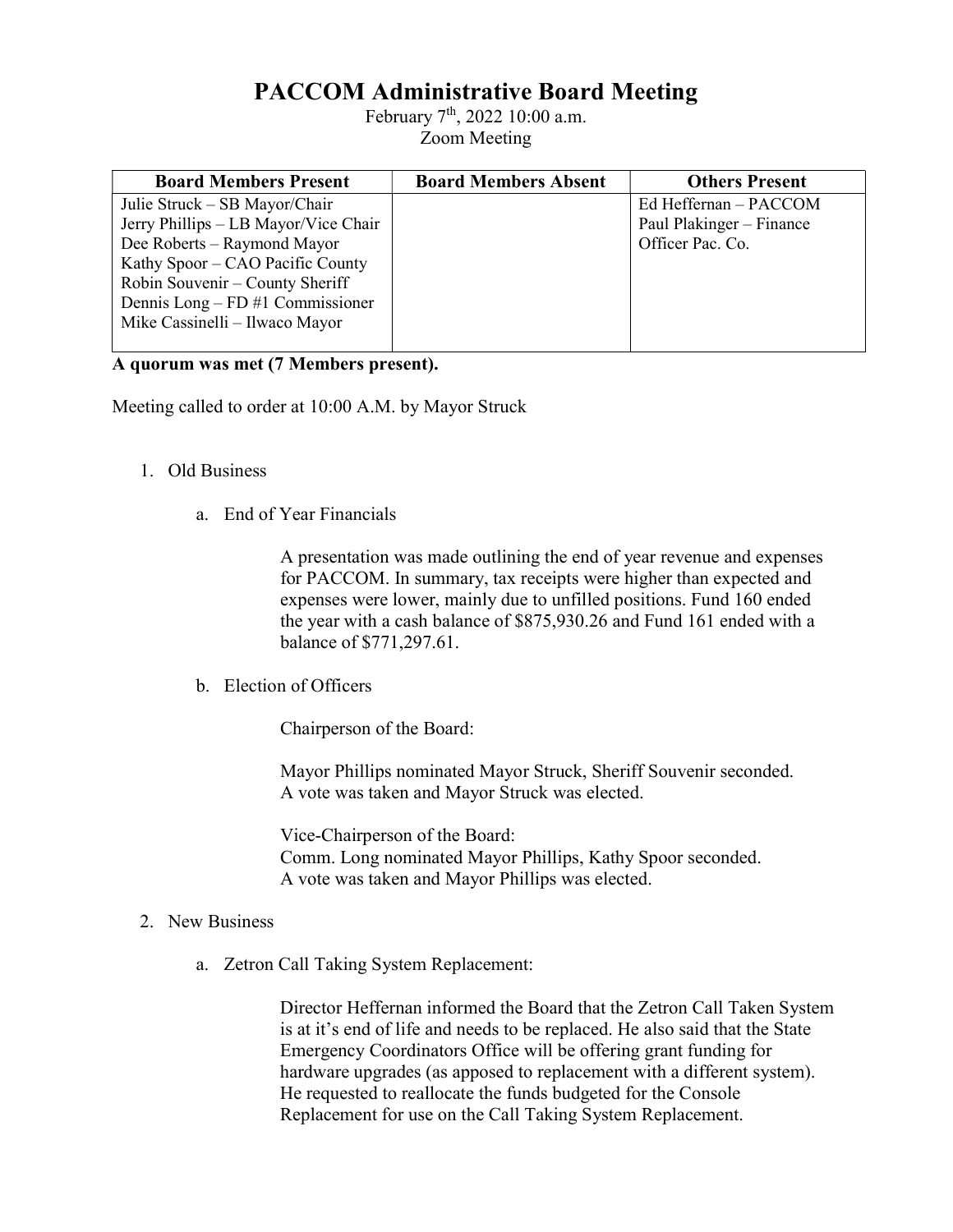# PACCOM Administrative Board Meeting

February 7th, 2022 10:00 a.m.
Zoom Meeting

| Board Members Present | Board Members Absent | Others Present |
|---|---|---|
| Julie Struck – SB Mayor/Chair<br>Jerry Phillips – LB Mayor/Vice Chair<br>Dee Roberts – Raymond Mayor<br>Kathy Spoor – CAO Pacific County<br>Robin Souvenir – County Sheriff<br>Dennis Long – FD #1 Commissioner<br>Mike Cassinelli – Ilwaco Mayor | | Ed Heffernan – PACCOM<br>Paul Plakinger – Finance Officer Pac. Co. |

**A quorum was met (7 Members present).**

Meeting called to order at 10:00 A.M. by Mayor Struck

1. Old Business

   a. End of Year Financials

      A presentation was made outlining the end of year revenue and expenses for PACCOM. In summary, tax receipts were higher than expected and expenses were lower, mainly due to unfilled positions. Fund 160 ended the year with a cash balance of $875,930.26 and Fund 161 ended with a balance of $771,297.61.

   b. Election of Officers

      Chairperson of the Board:

      Mayor Phillips nominated Mayor Struck, Sheriff Souvenir seconded. A vote was taken and Mayor Struck was elected.

      Vice-Chairperson of the Board:
      Comm. Long nominated Mayor Phillips, Kathy Spoor seconded. A vote was taken and Mayor Phillips was elected.

2. New Business

   a. Zetron Call Taking System Replacement:

      Director Heffernan informed the Board that the Zetron Call Taken System is at it's end of life and needs to be replaced. He also said that the State Emergency Coordinators Office will be offering grant funding for hardware upgrades (as apposed to replacement with a different system). He requested to reallocate the funds budgeted for the Console Replacement for use on the Call Taking System Replacement.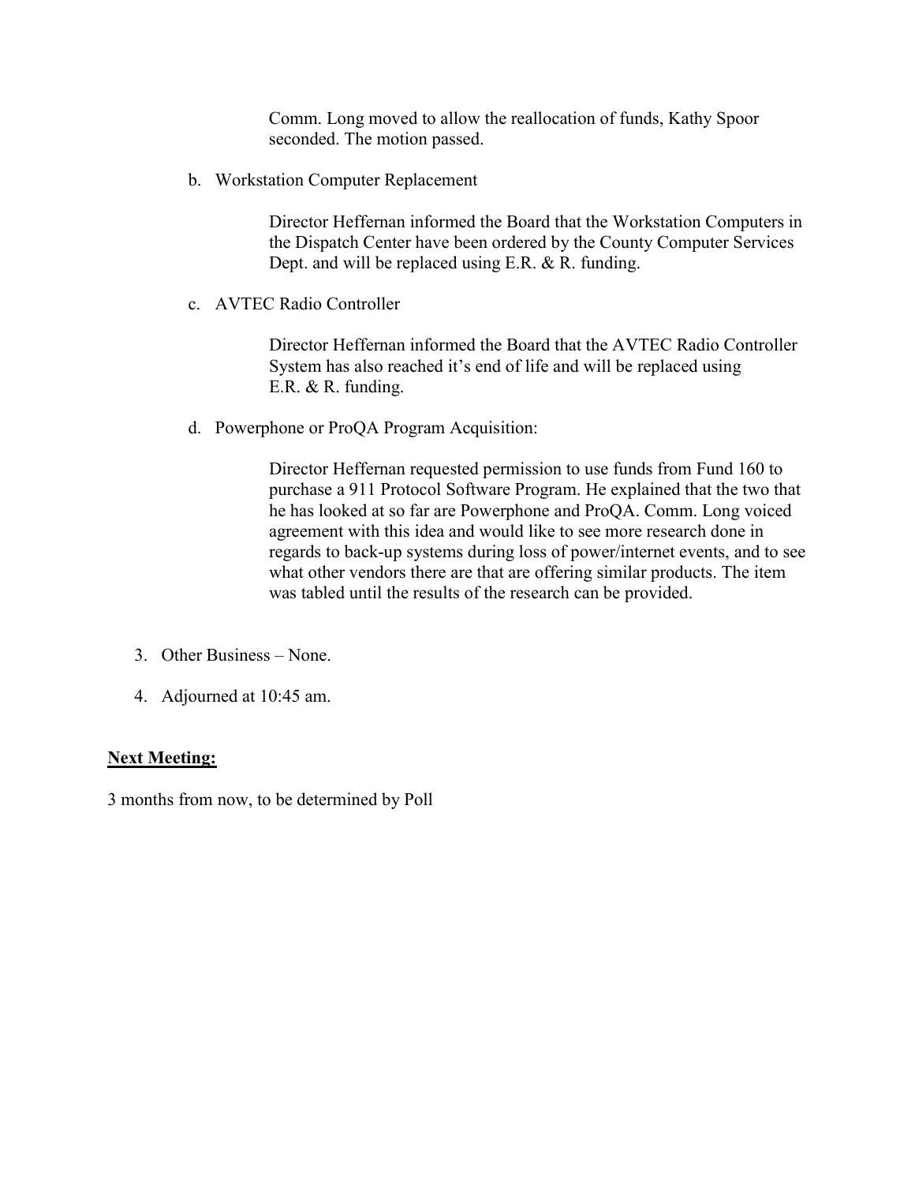Comm. Long moved to allow the reallocation of funds, Kathy Spoor seconded. The motion passed.

b. Workstation Computer Replacement

   Director Heffernan informed the Board that the Workstation Computers in the Dispatch Center have been ordered by the County Computer Services Dept. and will be replaced using E.R. & R. funding.

c. AVTEC Radio Controller

   Director Heffernan informed the Board that the AVTEC Radio Controller System has also reached it's end of life and will be replaced using E.R. & R. funding.

d. Powerphone or ProQA Program Acquisition:

   Director Heffernan requested permission to use funds from Fund 160 to purchase a 911 Protocol Software Program. He explained that the two that he has looked at so far are Powerphone and ProQA. Comm. Long voiced agreement with this idea and would like to see more research done in regards to back-up systems during loss of power/internet events, and to see what other vendors there are that are offering similar products. The item was tabled until the results of the research can be provided.

3. Other Business – None.

4. Adjourned at 10:45 am.

**Next Meeting:**

3 months from now, to be determined by Poll